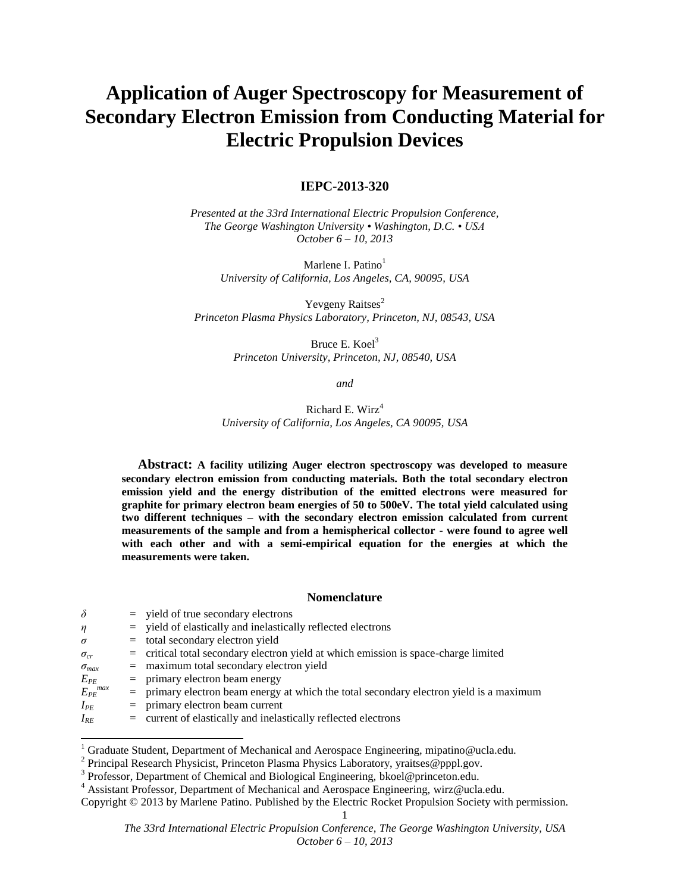# Application of Auger Spectroscopy for Measurement of Secondary Electron Emission from Conducting Material for Electric Propulsion Devices

## IEPC-2013-320

*Presented at the 33rd International Electric Propulsion Conference, The George Washington University • Washington, D.C. • USA October 6 – 10, 2013*

Marlene I. Patino[1]
*University of California, Los Angeles, CA, 90095, USA*

Yevgeny Raitses[2]
*Princeton Plasma Physics Laboratory, Princeton, NJ, 08543, USA*

Bruce E. Koel[3]
*Princeton University, Princeton, NJ, 08540, USA*

*and*

Richard E. Wirz[4]
*University of California, Los Angeles, CA 90095, USA*

**Abstract: A facility utilizing Auger electron spectroscopy was developed to measure secondary electron emission from conducting materials. Both the total secondary electron emission yield and the energy distribution of the emitted electrons were measured for graphite for primary electron beam energies of 50 to 500eV. The total yield calculated using two different techniques – with the secondary electron emission calculated from current measurements of the sample and from a hemispherical collector - were found to agree well with each other and with a semi-empirical equation for the energies at which the measurements were taken.**

### Nomenclature

| | | |
|---|---|---|
| $\delta$ | = | yield of true secondary electrons |
| $\eta$ | = | yield of elastically and inelastically reflected electrons |
| $\sigma$ | = | total secondary electron yield |
| $\sigma_{cr}$ | = | critical total secondary electron yield at which emission is space-charge limited |
| $\sigma_{max}$ | = | maximum total secondary electron yield |
| $E_{PE}$ | = | primary electron beam energy |
| $E_{PE}^{max}$ | = | primary electron beam energy at which the total secondary electron yield is a maximum |
| $I_{PE}$ | = | primary electron beam current |
| $I_{RE}$ | = | current of elastically and inelastically reflected electrons |

---

[1] Graduate Student, Department of Mechanical and Aerospace Engineering, mipatino@ucla.edu.
[2] Principal Research Physicist, Princeton Plasma Physics Laboratory, yraitses@pppl.gov.
[3] Professor, Department of Chemical and Biological Engineering, bkoel@princeton.edu.
[4] Assistant Professor, Department of Mechanical and Aerospace Engineering, wirz@ucla.edu.

Copyright © 2013 by Marlene Patino. Published by the Electric Rocket Propulsion Society with permission.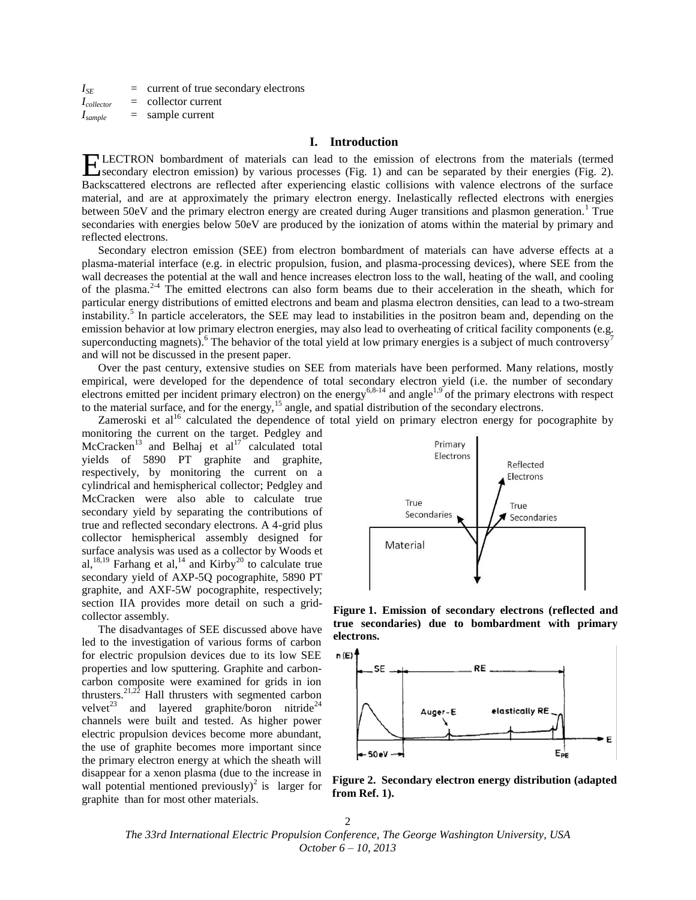$I_{SE}$ = current of true secondary electrons
$I_{collector}$ = collector current
$I_{sample}$ = sample current

## I. Introduction

ELECTRON bombardment of materials can lead to the emission of electrons from the materials (termed secondary electron emission) by various processes (Fig. 1) and can be separated by their energies (Fig. 2). Backscattered electrons are reflected after experiencing elastic collisions with valence electrons of the surface material, and are at approximately the primary electron energy. Inelastically reflected electrons with energies between 50eV and the primary electron energy are created during Auger transitions and plasmon generation.[1] True secondaries with energies below 50eV are produced by the ionization of atoms within the material by primary and reflected electrons.

Secondary electron emission (SEE) from electron bombardment of materials can have adverse effects at a plasma-material interface (e.g. in electric propulsion, fusion, and plasma-processing devices), where SEE from the wall decreases the potential at the wall and hence increases electron loss to the wall, heating of the wall, and cooling of the plasma.[2-4] The emitted electrons can also form beams due to their acceleration in the sheath, which for particular energy distributions of emitted electrons and beam and plasma electron densities, can lead to a two-stream instability.[5] In particle accelerators, the SEE may lead to instabilities in the positron beam and, depending on the emission behavior at low primary electron energies, may also lead to overheating of critical facility components (e.g. superconducting magnets).[6] The behavior of the total yield at low primary energies is a subject of much controversy[7] and will not be discussed in the present paper.

Over the past century, extensive studies on SEE from materials have been performed. Many relations, mostly empirical, were developed for the dependence of total secondary electron yield (i.e. the number of secondary electrons emitted per incident primary electron) on the energy[6,8-14] and angle[1,9] of the primary electrons with respect to the material surface, and for the energy,[15] angle, and spatial distribution of the secondary electrons.

Zameroski et al[16] calculated the dependence of total yield on primary electron energy for pocographite by monitoring the current on the target. Pedgley and McCracken[13] and Belhaj et al[17] calculated total yields of 5890 PT graphite and graphite, respectively, by monitoring the current on a cylindrical and hemispherical collector; Pedgley and McCracken were also able to calculate true secondary yield by separating the contributions of true and reflected secondary electrons. A 4-grid plus collector hemispherical assembly designed for surface analysis was used as a collector by Woods et al,[18,19] Farhang et al,[14] and Kirby[20] to calculate true secondary yield of AXP-5Q pocographite, 5890 PT graphite, and AXF-5W pocographite, respectively; section IIA provides more detail on such a grid-collector assembly.

The disadvantages of SEE discussed above have led to the investigation of various forms of carbon for electric propulsion devices due to its low SEE properties and low sputtering. Graphite and carbon-carbon composite were examined for grids in ion thrusters.[21,22] Hall thrusters with segmented carbon velvet[23] and layered graphite/boron nitride[24] channels were built and tested. As higher power electric propulsion devices become more abundant, the use of graphite becomes more important since the primary electron energy at which the sheath will disappear for a xenon plasma (due to the increase in wall potential mentioned previously)[2] is larger for graphite than for most other materials.

**Figure 1. Emission of secondary electrons (reflected and true secondaries) due to bombardment with primary electrons.**

**Figure 2. Secondary electron energy distribution (adapted from Ref. 1).**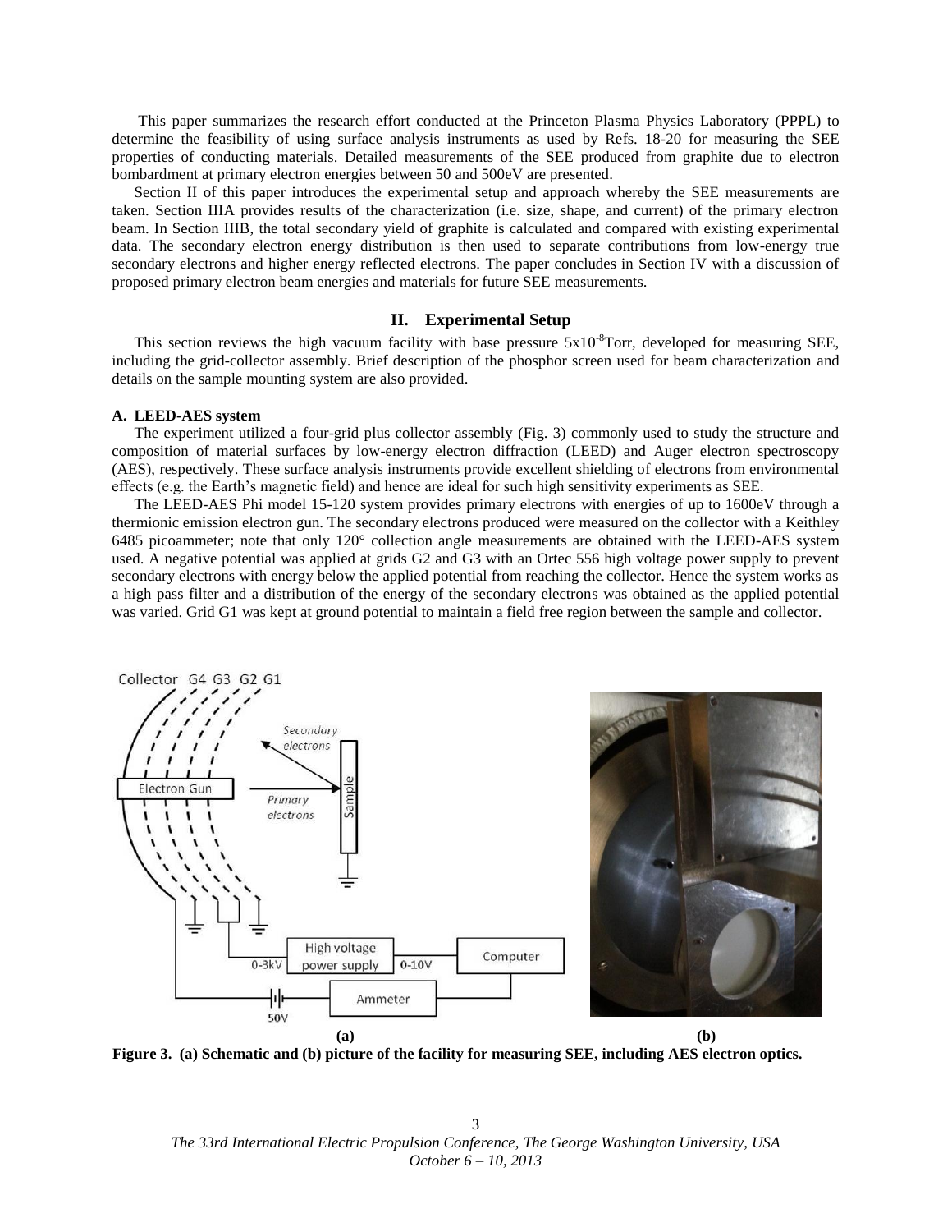This paper summarizes the research effort conducted at the Princeton Plasma Physics Laboratory (PPPL) to determine the feasibility of using surface analysis instruments as used by Refs. 18-20 for measuring the SEE properties of conducting materials. Detailed measurements of the SEE produced from graphite due to electron bombardment at primary electron energies between 50 and 500eV are presented.

Section II of this paper introduces the experimental setup and approach whereby the SEE measurements are taken. Section IIIA provides results of the characterization (i.e. size, shape, and current) of the primary electron beam. In Section IIIB, the total secondary yield of graphite is calculated and compared with existing experimental data. The secondary electron energy distribution is then used to separate contributions from low-energy true secondary electrons and higher energy reflected electrons. The paper concludes in Section IV with a discussion of proposed primary electron beam energies and materials for future SEE measurements.

## II. Experimental Setup

This section reviews the high vacuum facility with base pressure $5\times10^{-8}$Torr, developed for measuring SEE, including the grid-collector assembly. Brief description of the phosphor screen used for beam characterization and details on the sample mounting system are also provided.

### A. LEED-AES system

The experiment utilized a four-grid plus collector assembly (Fig. 3) commonly used to study the structure and composition of material surfaces by low-energy electron diffraction (LEED) and Auger electron spectroscopy (AES), respectively. These surface analysis instruments provide excellent shielding of electrons from environmental effects (e.g. the Earth's magnetic field) and hence are ideal for such high sensitivity experiments as SEE.

The LEED-AES Phi model 15-120 system provides primary electrons with energies of up to 1600eV through a thermionic emission electron gun. The secondary electrons produced were measured on the collector with a Keithley 6485 picoammeter; note that only 120° collection angle measurements are obtained with the LEED-AES system used. A negative potential was applied at grids G2 and G3 with an Ortec 556 high voltage power supply to prevent secondary electrons with energy below the applied potential from reaching the collector. Hence the system works as a high pass filter and a distribution of the energy of the secondary electrons was obtained as the applied potential was varied. Grid G1 was kept at ground potential to maintain a field free region between the sample and collector.

**(a)** **(b)**

**Figure 3. (a) Schematic and (b) picture of the facility for measuring SEE, including AES electron optics.**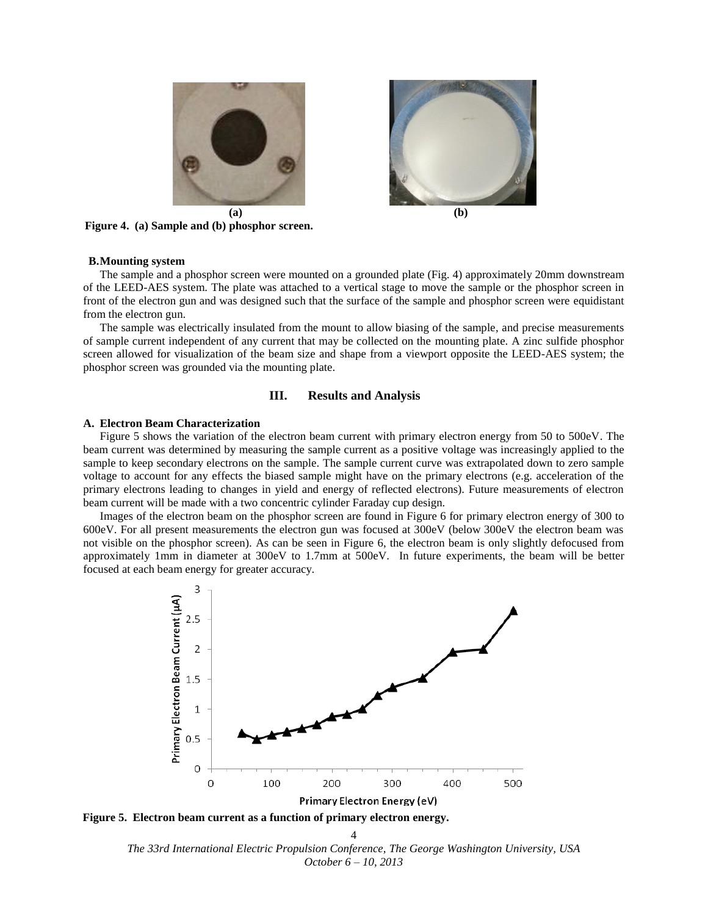**Figure 4. (a) Sample and (b) phosphor screen.**

### B. Mounting system

The sample and a phosphor screen were mounted on a grounded plate (Fig. 4) approximately 20mm downstream of the LEED-AES system. The plate was attached to a vertical stage to move the sample or the phosphor screen in front of the electron gun and was designed such that the surface of the sample and phosphor screen were equidistant from the electron gun.

The sample was electrically insulated from the mount to allow biasing of the sample, and precise measurements of sample current independent of any current that may be collected on the mounting plate. A zinc sulfide phosphor screen allowed for visualization of the beam size and shape from a viewport opposite the LEED-AES system; the phosphor screen was grounded via the mounting plate.

## III. Results and Analysis

### A. Electron Beam Characterization

Figure 5 shows the variation of the electron beam current with primary electron energy from 50 to 500eV. The beam current was determined by measuring the sample current as a positive voltage was increasingly applied to the sample to keep secondary electrons on the sample. The sample current curve was extrapolated down to zero sample voltage to account for any effects the biased sample might have on the primary electrons (e.g. acceleration of the primary electrons leading to changes in yield and energy of reflected electrons). Future measurements of electron beam current will be made with a two concentric cylinder Faraday cup design.

Images of the electron beam on the phosphor screen are found in Figure 6 for primary electron energy of 300 to 600eV. For all present measurements the electron gun was focused at 300eV (below 300eV the electron beam was not visible on the phosphor screen). As can be seen in Figure 6, the electron beam is only slightly defocused from approximately 1mm in diameter at 300eV to 1.7mm at 500eV. In future experiments, the beam will be better focused at each beam energy for greater accuracy.

**Figure 5. Electron beam current as a function of primary electron energy.**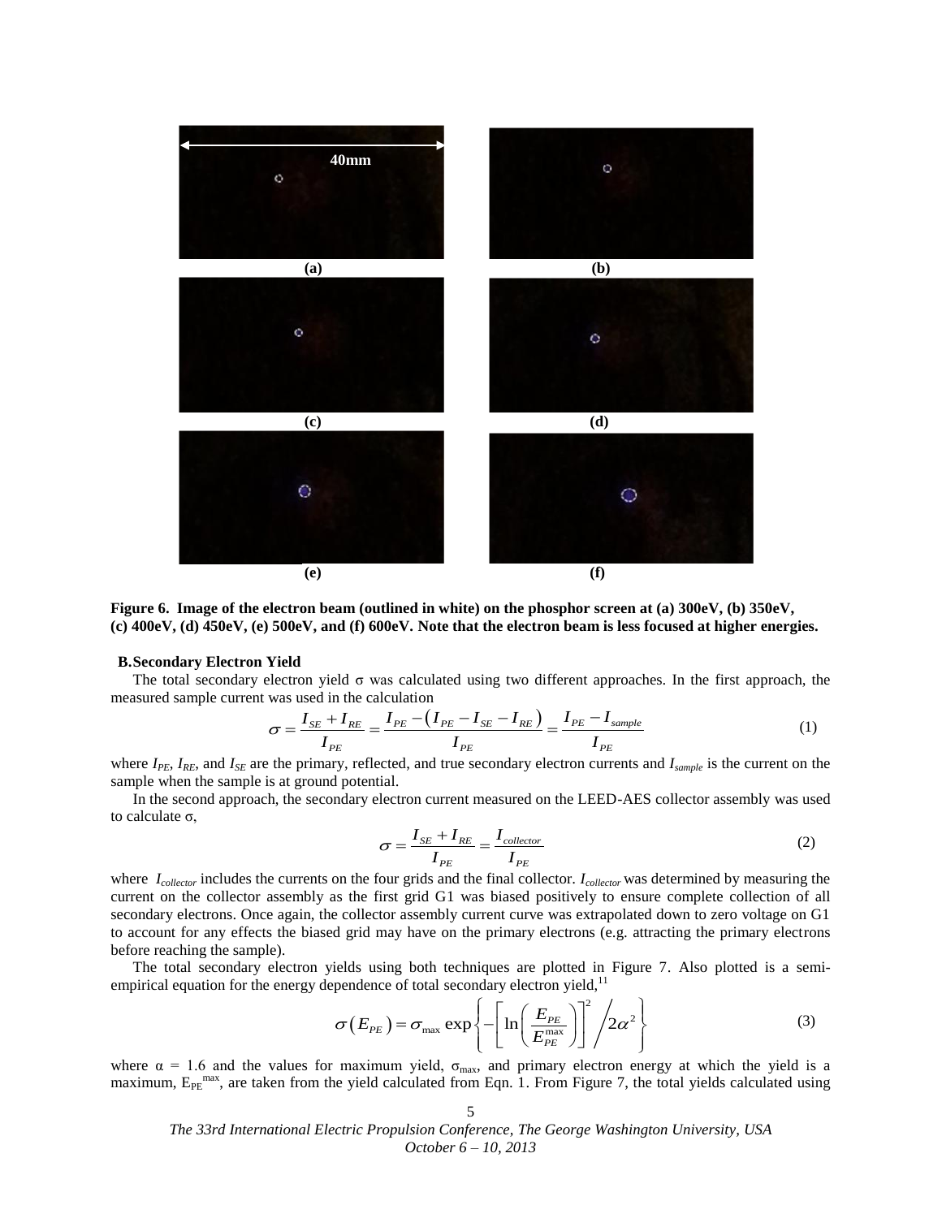**Figure 6. Image of the electron beam (outlined in white) on the phosphor screen at (a) 300eV, (b) 350eV, (c) 400eV, (d) 450eV, (e) 500eV, and (f) 600eV. Note that the electron beam is less focused at higher energies.**

### B. Secondary Electron Yield

The total secondary electron yield σ was calculated using two different approaches. In the first approach, the measured sample current was used in the calculation

$$\sigma = \frac{I_{SE} + I_{RE}}{I_{PE}} = \frac{I_{PE} - \left(I_{PE} - I_{SE} - I_{RE}\right)}{I_{PE}} = \frac{I_{PE} - I_{sample}}{I_{PE}} \tag{1}$$

where $I_{PE}$, $I_{RE}$, and $I_{SE}$ are the primary, reflected, and true secondary electron currents and $I_{sample}$ is the current on the sample when the sample is at ground potential.

In the second approach, the secondary electron current measured on the LEED-AES collector assembly was used to calculate σ,

$$\sigma = \frac{I_{SE} + I_{RE}}{I_{PE}} = \frac{I_{collector}}{I_{PE}} \tag{2}$$

where $I_{collector}$ includes the currents on the four grids and the final collector. $I_{collector}$ was determined by measuring the current on the collector assembly as the first grid G1 was biased positively to ensure complete collection of all secondary electrons. Once again, the collector assembly current curve was extrapolated down to zero voltage on G1 to account for any effects the biased grid may have on the primary electrons (e.g. attracting the primary electrons before reaching the sample).

The total secondary electron yields using both techniques are plotted in Figure 7. Also plotted is a semi-empirical equation for the energy dependence of total secondary electron yield,[11]

$$\sigma\left(E_{PE}\right) = \sigma_{\max} \exp\left\{-\left[\ln\left(\frac{E_{PE}}{E_{PE}^{\max}}\right)\right]^2 \Big/ 2\alpha^2\right\} \tag{3}$$

where $\alpha$ = 1.6 and the values for maximum yield, $\sigma_{\max}$, and primary electron energy at which the yield is a maximum, $E_{PE}^{\max}$, are taken from the yield calculated from Eqn. 1. From Figure 7, the total yields calculated using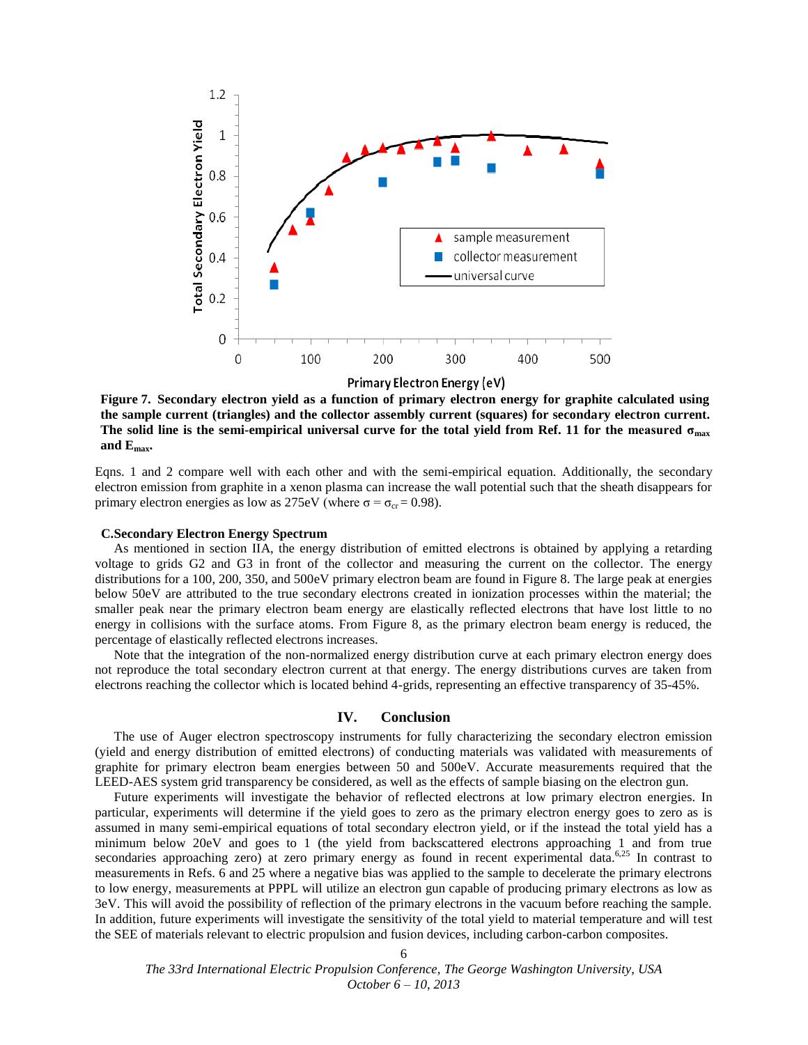**Figure 7. Secondary electron yield as a function of primary electron energy for graphite calculated using the sample current (triangles) and the collector assembly current (squares) for secondary electron current. The solid line is the semi-empirical universal curve for the total yield from Ref. 11 for the measured $\sigma_{max}$ and $E_{max}$.**

Eqns. 1 and 2 compare well with each other and with the semi-empirical equation. Additionally, the secondary electron emission from graphite in a xenon plasma can increase the wall potential such that the sheath disappears for primary electron energies as low as 275eV (where $\sigma = \sigma_{cr} = 0.98$).

### C.Secondary Electron Energy Spectrum

As mentioned in section IIA, the energy distribution of emitted electrons is obtained by applying a retarding voltage to grids G2 and G3 in front of the collector and measuring the current on the collector. The energy distributions for a 100, 200, 350, and 500eV primary electron beam are found in Figure 8. The large peak at energies below 50eV are attributed to the true secondary electrons created in ionization processes within the material; the smaller peak near the primary electron beam energy are elastically reflected electrons that have lost little to no energy in collisions with the surface atoms. From Figure 8, as the primary electron beam energy is reduced, the percentage of elastically reflected electrons increases.

Note that the integration of the non-normalized energy distribution curve at each primary electron energy does not reproduce the total secondary electron current at that energy. The energy distributions curves are taken from electrons reaching the collector which is located behind 4-grids, representing an effective transparency of 35-45%.

## IV. Conclusion

The use of Auger electron spectroscopy instruments for fully characterizing the secondary electron emission (yield and energy distribution of emitted electrons) of conducting materials was validated with measurements of graphite for primary electron beam energies between 50 and 500eV. Accurate measurements required that the LEED-AES system grid transparency be considered, as well as the effects of sample biasing on the electron gun.

Future experiments will investigate the behavior of reflected electrons at low primary electron energies. In particular, experiments will determine if the yield goes to zero as the primary electron energy goes to zero as is assumed in many semi-empirical equations of total secondary electron yield, or if the instead the total yield has a minimum below 20eV and goes to 1 (the yield from backscattered electrons approaching 1 and from true secondaries approaching zero) at zero primary energy as found in recent experimental data.[6,25] In contrast to measurements in Refs. 6 and 25 where a negative bias was applied to the sample to decelerate the primary electrons to low energy, measurements at PPPL will utilize an electron gun capable of producing primary electrons as low as 3eV. This will avoid the possibility of reflection of the primary electrons in the vacuum before reaching the sample. In addition, future experiments will investigate the sensitivity of the total yield to material temperature and will test the SEE of materials relevant to electric propulsion and fusion devices, including carbon-carbon composites.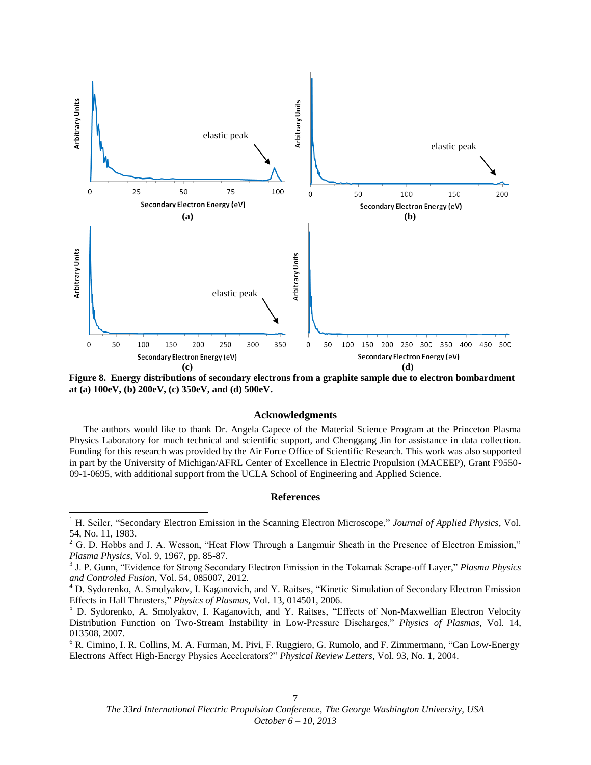**Figure 8. Energy distributions of secondary electrons from a graphite sample due to electron bombardment at (a) 100eV, (b) 200eV, (c) 350eV, and (d) 500eV.**

## Acknowledgments

The authors would like to thank Dr. Angela Capece of the Material Science Program at the Princeton Plasma Physics Laboratory for much technical and scientific support, and Chenggang Jin for assistance in data collection. Funding for this research was provided by the Air Force Office of Scientific Research. This work was also supported in part by the University of Michigan/AFRL Center of Excellence in Electric Propulsion (MACEEP), Grant F9550-09-1-0695, with additional support from the UCLA School of Engineering and Applied Science.

## References

[1] H. Seiler, "Secondary Electron Emission in the Scanning Electron Microscope," *Journal of Applied Physics*, Vol. 54, No. 11, 1983.

[2] G. D. Hobbs and J. A. Wesson, "Heat Flow Through a Langmuir Sheath in the Presence of Electron Emission," *Plasma Physics*, Vol. 9, 1967, pp. 85-87.

[3] J. P. Gunn, "Evidence for Strong Secondary Electron Emission in the Tokamak Scrape-off Layer," *Plasma Physics and Controled Fusion*, Vol. 54, 085007, 2012.

[4] D. Sydorenko, A. Smolyakov, I. Kaganovich, and Y. Raitses, "Kinetic Simulation of Secondary Electron Emission Effects in Hall Thrusters," *Physics of Plasmas*, Vol. 13, 014501, 2006.

[5] D. Sydorenko, A. Smolyakov, I. Kaganovich, and Y. Raitses, "Effects of Non-Maxwellian Electron Velocity Distribution Function on Two-Stream Instability in Low-Pressure Discharges," *Physics of Plasmas*, Vol. 14, 013508, 2007.

[6] R. Cimino, I. R. Collins, M. A. Furman, M. Pivi, F. Ruggiero, G. Rumolo, and F. Zimmermann, "Can Low-Energy Electrons Affect High-Energy Physics Accelerators?" *Physical Review Letters*, Vol. 93, No. 1, 2004.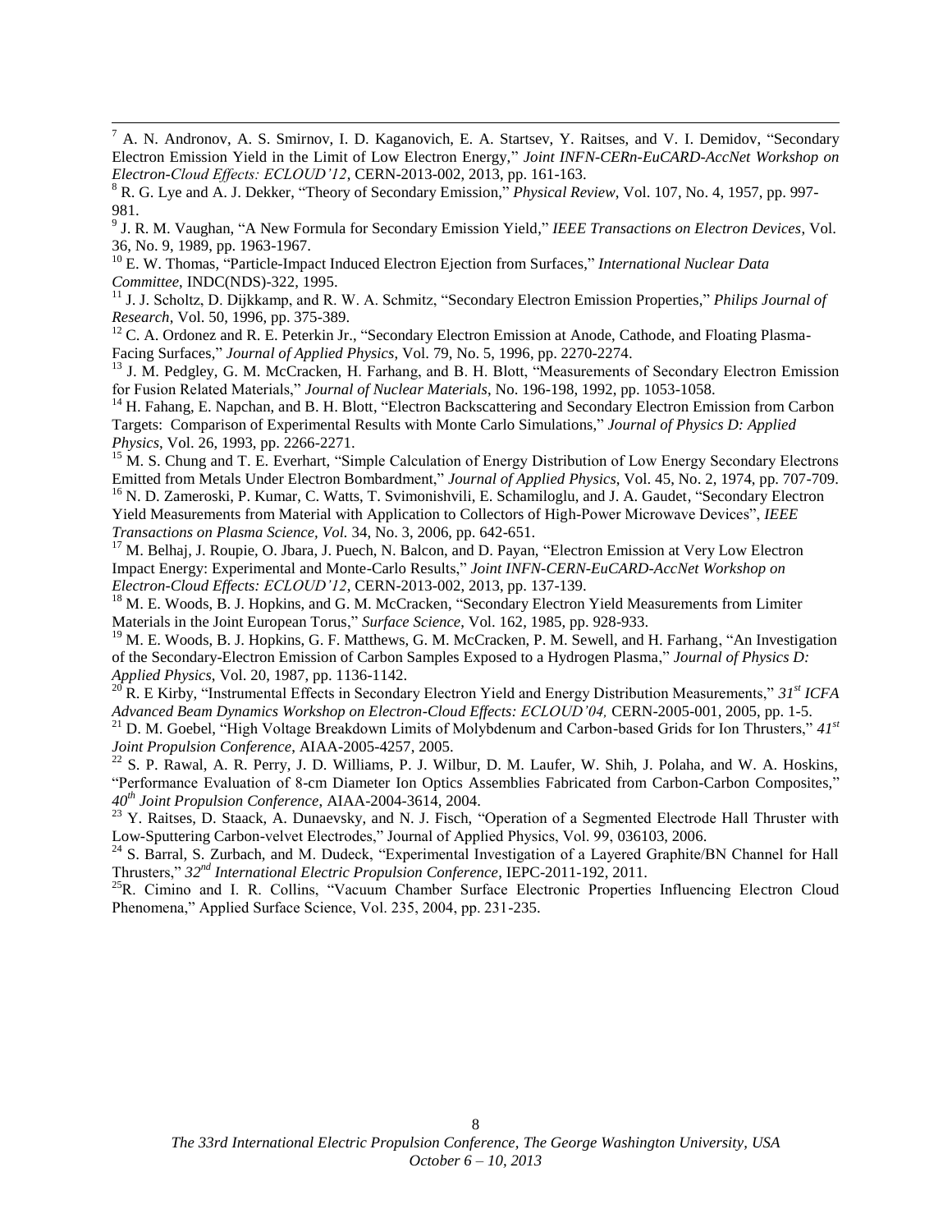[7] A. N. Andronov, A. S. Smirnov, I. D. Kaganovich, E. A. Startsev, Y. Raitses, and V. I. Demidov, "Secondary Electron Emission Yield in the Limit of Low Electron Energy," *Joint INFN-CERn-EuCARD-AccNet Workshop on Electron-Cloud Effects: ECLOUD'12*, CERN-2013-002, 2013, pp. 161-163.

[8] R. G. Lye and A. J. Dekker, "Theory of Secondary Emission," *Physical Review*, Vol. 107, No. 4, 1957, pp. 997-981.

[9] J. R. M. Vaughan, "A New Formula for Secondary Emission Yield," *IEEE Transactions on Electron Devices*, Vol. 36, No. 9, 1989, pp. 1963-1967.

[10] E. W. Thomas, "Particle-Impact Induced Electron Ejection from Surfaces," *International Nuclear Data Committee*, INDC(NDS)-322, 1995.

[11] J. J. Scholtz, D. Dijkkamp, and R. W. A. Schmitz, "Secondary Electron Emission Properties," *Philips Journal of Research*, Vol. 50, 1996, pp. 375-389.

[12] C. A. Ordonez and R. E. Peterkin Jr., "Secondary Electron Emission at Anode, Cathode, and Floating Plasma-Facing Surfaces," *Journal of Applied Physics*, Vol. 79, No. 5, 1996, pp. 2270-2274.

[13] J. M. Pedgley, G. M. McCracken, H. Farhang, and B. H. Blott, "Measurements of Secondary Electron Emission for Fusion Related Materials," *Journal of Nuclear Materials*, No. 196-198, 1992, pp. 1053-1058.

[14] H. Fahang, E. Napchan, and B. H. Blott, "Electron Backscattering and Secondary Electron Emission from Carbon Targets: Comparison of Experimental Results with Monte Carlo Simulations," *Journal of Physics D: Applied Physics*, Vol. 26, 1993, pp. 2266-2271.

[15] M. S. Chung and T. E. Everhart, "Simple Calculation of Energy Distribution of Low Energy Secondary Electrons Emitted from Metals Under Electron Bombardment," *Journal of Applied Physics*, Vol. 45, No. 2, 1974, pp. 707-709.

[16] N. D. Zameroski, P. Kumar, C. Watts, T. Svimonishvili, E. Schamiloglu, and J. A. Gaudet, "Secondary Electron Yield Measurements from Material with Application to Collectors of High-Power Microwave Devices", *IEEE Transactions on Plasma Science, Vol.* 34, No. 3, 2006, pp. 642-651.

[17] M. Belhaj, J. Roupie, O. Jbara, J. Puech, N. Balcon, and D. Payan, "Electron Emission at Very Low Electron Impact Energy: Experimental and Monte-Carlo Results," *Joint INFN-CERN-EuCARD-AccNet Workshop on Electron-Cloud Effects: ECLOUD'12*, CERN-2013-002, 2013, pp. 137-139.

[18] M. E. Woods, B. J. Hopkins, and G. M. McCracken, "Secondary Electron Yield Measurements from Limiter Materials in the Joint European Torus," *Surface Science*, Vol. 162, 1985, pp. 928-933.

[19] M. E. Woods, B. J. Hopkins, G. F. Matthews, G. M. McCracken, P. M. Sewell, and H. Farhang, "An Investigation of the Secondary-Electron Emission of Carbon Samples Exposed to a Hydrogen Plasma," *Journal of Physics D: Applied Physics*, Vol. 20, 1987, pp. 1136-1142.

[20] R. E Kirby, "Instrumental Effects in Secondary Electron Yield and Energy Distribution Measurements," *31st ICFA Advanced Beam Dynamics Workshop on Electron-Cloud Effects: ECLOUD'04,* CERN-2005-001, 2005, pp. 1-5.

[21] D. M. Goebel, "High Voltage Breakdown Limits of Molybdenum and Carbon-based Grids for Ion Thrusters," *41st Joint Propulsion Conference*, AIAA-2005-4257, 2005.

[22] S. P. Rawal, A. R. Perry, J. D. Williams, P. J. Wilbur, D. M. Laufer, W. Shih, J. Polaha, and W. A. Hoskins, "Performance Evaluation of 8-cm Diameter Ion Optics Assemblies Fabricated from Carbon-Carbon Composites," *40th Joint Propulsion Conference*, AIAA-2004-3614, 2004.

[23] Y. Raitses, D. Staack, A. Dunaevsky, and N. J. Fisch, "Operation of a Segmented Electrode Hall Thruster with Low-Sputtering Carbon-velvet Electrodes," Journal of Applied Physics, Vol. 99, 036103, 2006.

[24] S. Barral, S. Zurbach, and M. Dudeck, "Experimental Investigation of a Layered Graphite/BN Channel for Hall Thrusters," *32nd International Electric Propulsion Conference*, IEPC-2011-192, 2011.

[25] R. Cimino and I. R. Collins, "Vacuum Chamber Surface Electronic Properties Influencing Electron Cloud Phenomena," Applied Surface Science, Vol. 235, 2004, pp. 231-235.